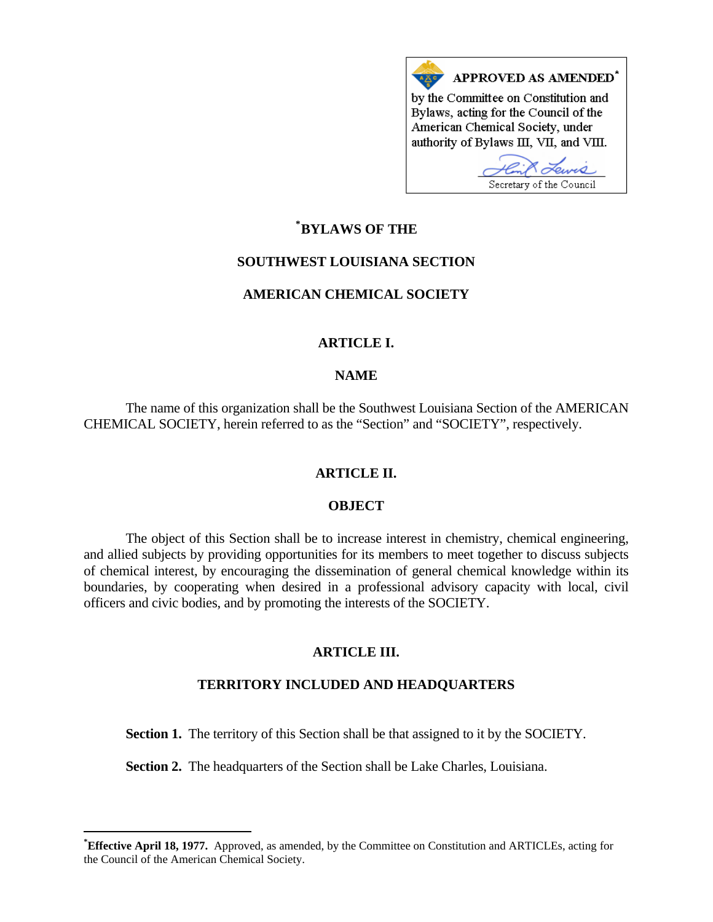**APPROVED AS AMENDED***

by the Committee on Constitution and Bylaws, acting for the Council of the American Chemical Society, under authority of Bylaws III, VII, and VIII.

Secretary of the Council

# *BYLAWS OF THE SOUTHWEST LOUISIANA SECTION AMERICAN CHEMICAL SOCIETY

## ARTICLE I.

## NAME

The name of this organization shall be the Southwest Louisiana Section of the AMERICAN CHEMICAL SOCIETY, herein referred to as the "Section" and "SOCIETY", respectively.

## ARTICLE II.

## OBJECT

The object of this Section shall be to increase interest in chemistry, chemical engineering, and allied subjects by providing opportunities for its members to meet together to discuss subjects of chemical interest, by encouraging the dissemination of general chemical knowledge within its boundaries, by cooperating when desired in a professional advisory capacity with local, civil officers and civic bodies, and by promoting the interests of the SOCIETY.

## ARTICLE III.

## TERRITORY INCLUDED AND HEADQUARTERS

**Section 1.** The territory of this Section shall be that assigned to it by the SOCIETY.

**Section 2.** The headquarters of the Section shall be Lake Charles, Louisiana.

---

***Effective April 18, 1977.** Approved, as amended, by the Committee on Constitution and ARTICLEs, acting for the Council of the American Chemical Society.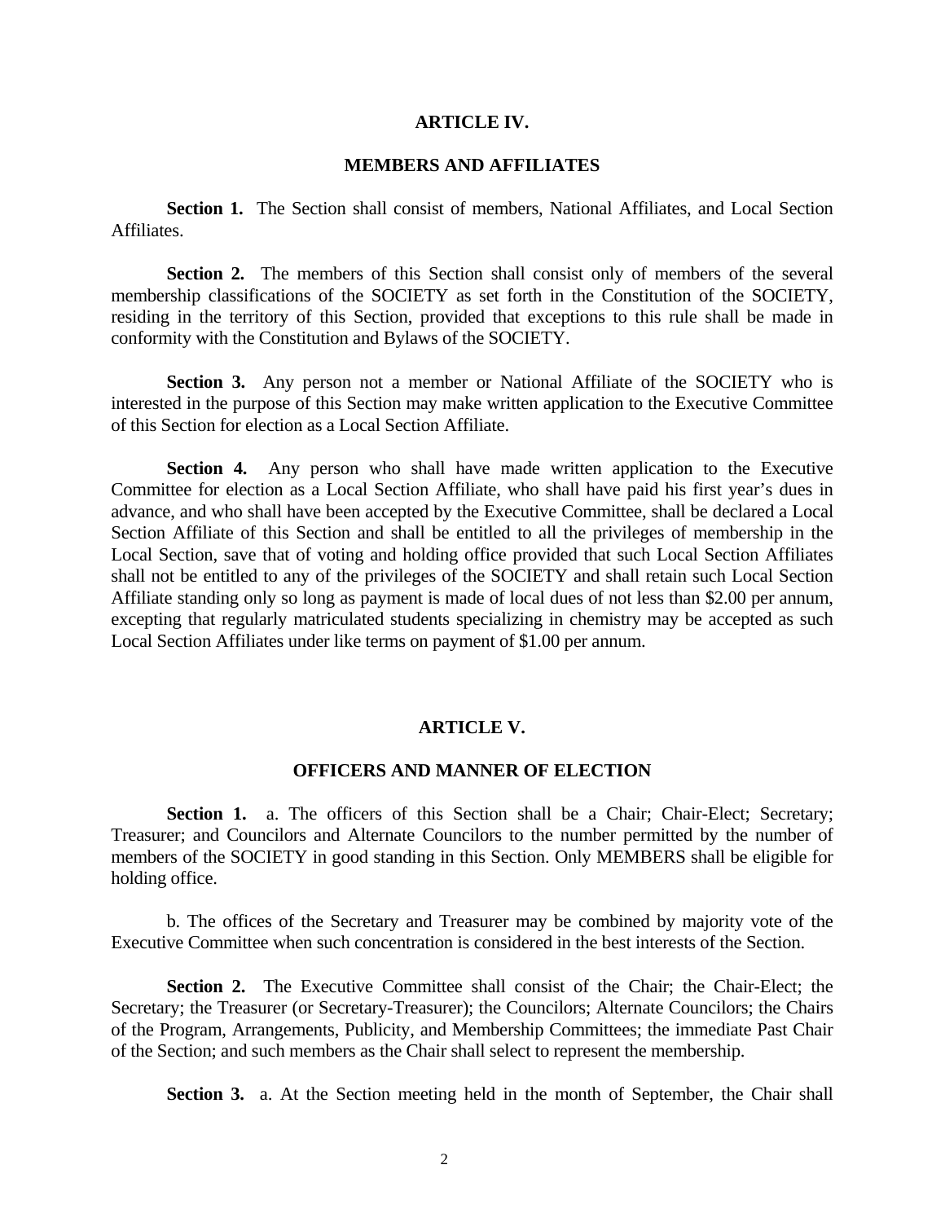## ARTICLE IV.

## MEMBERS AND AFFILIATES

**Section 1.** The Section shall consist of members, National Affiliates, and Local Section Affiliates.

**Section 2.** The members of this Section shall consist only of members of the several membership classifications of the SOCIETY as set forth in the Constitution of the SOCIETY, residing in the territory of this Section, provided that exceptions to this rule shall be made in conformity with the Constitution and Bylaws of the SOCIETY.

**Section 3.** Any person not a member or National Affiliate of the SOCIETY who is interested in the purpose of this Section may make written application to the Executive Committee of this Section for election as a Local Section Affiliate.

**Section 4.** Any person who shall have made written application to the Executive Committee for election as a Local Section Affiliate, who shall have paid his first year's dues in advance, and who shall have been accepted by the Executive Committee, shall be declared a Local Section Affiliate of this Section and shall be entitled to all the privileges of membership in the Local Section, save that of voting and holding office provided that such Local Section Affiliates shall not be entitled to any of the privileges of the SOCIETY and shall retain such Local Section Affiliate standing only so long as payment is made of local dues of not less than $2.00 per annum, excepting that regularly matriculated students specializing in chemistry may be accepted as such Local Section Affiliates under like terms on payment of $1.00 per annum.

## ARTICLE V.

## OFFICERS AND MANNER OF ELECTION

**Section 1.** a. The officers of this Section shall be a Chair; Chair-Elect; Secretary; Treasurer; and Councilors and Alternate Councilors to the number permitted by the number of members of the SOCIETY in good standing in this Section. Only MEMBERS shall be eligible for holding office.

b. The offices of the Secretary and Treasurer may be combined by majority vote of the Executive Committee when such concentration is considered in the best interests of the Section.

**Section 2.** The Executive Committee shall consist of the Chair; the Chair-Elect; the Secretary; the Treasurer (or Secretary-Treasurer); the Councilors; Alternate Councilors; the Chairs of the Program, Arrangements, Publicity, and Membership Committees; the immediate Past Chair of the Section; and such members as the Chair shall select to represent the membership.

**Section 3.** a. At the Section meeting held in the month of September, the Chair shall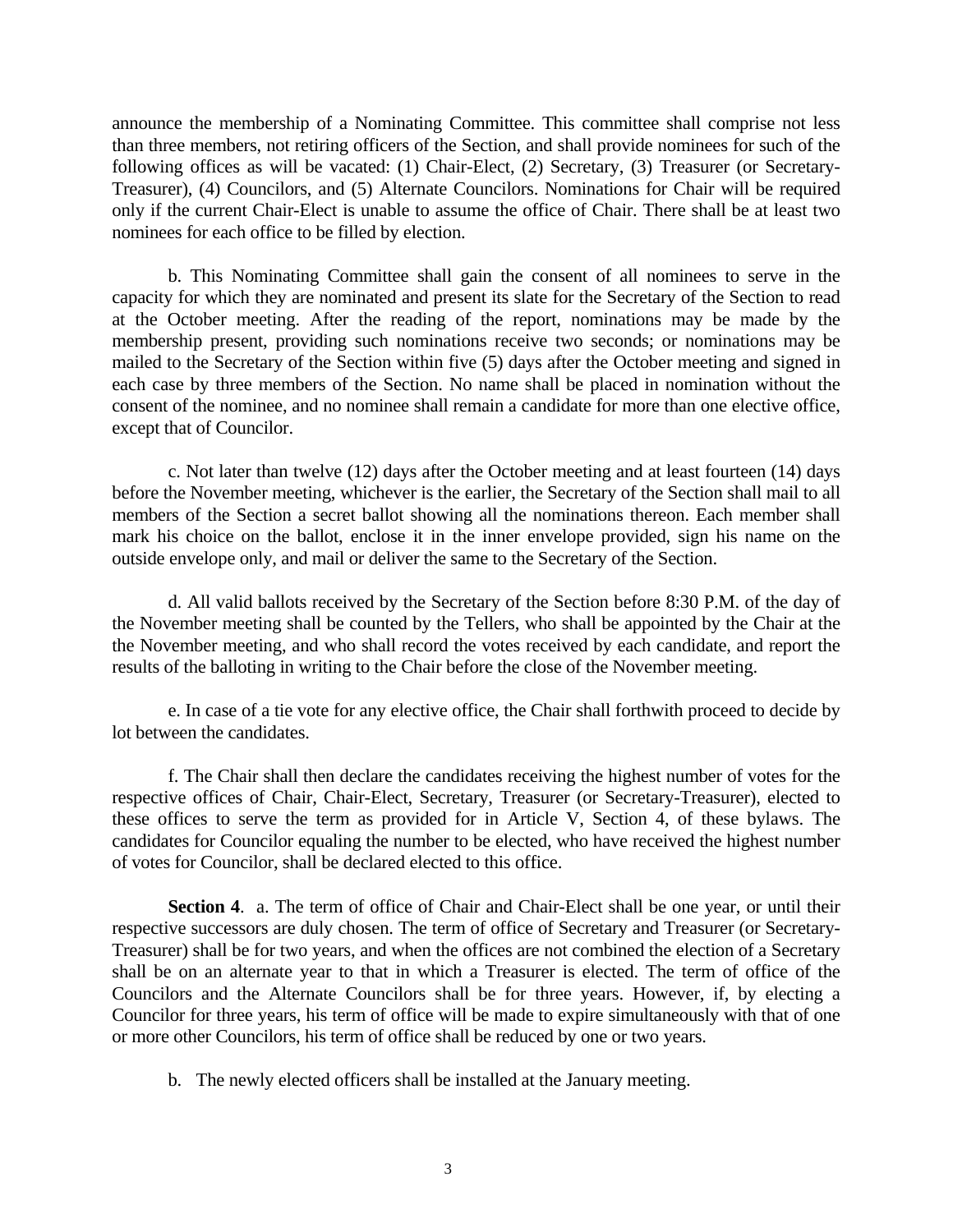announce the membership of a Nominating Committee. This committee shall comprise not less than three members, not retiring officers of the Section, and shall provide nominees for such of the following offices as will be vacated: (1) Chair-Elect, (2) Secretary, (3) Treasurer (or Secretary-Treasurer), (4) Councilors, and (5) Alternate Councilors. Nominations for Chair will be required only if the current Chair-Elect is unable to assume the office of Chair. There shall be at least two nominees for each office to be filled by election.

b. This Nominating Committee shall gain the consent of all nominees to serve in the capacity for which they are nominated and present its slate for the Secretary of the Section to read at the October meeting. After the reading of the report, nominations may be made by the membership present, providing such nominations receive two seconds; or nominations may be mailed to the Secretary of the Section within five (5) days after the October meeting and signed in each case by three members of the Section. No name shall be placed in nomination without the consent of the nominee, and no nominee shall remain a candidate for more than one elective office, except that of Councilor.

c. Not later than twelve (12) days after the October meeting and at least fourteen (14) days before the November meeting, whichever is the earlier, the Secretary of the Section shall mail to all members of the Section a secret ballot showing all the nominations thereon. Each member shall mark his choice on the ballot, enclose it in the inner envelope provided, sign his name on the outside envelope only, and mail or deliver the same to the Secretary of the Section.

d. All valid ballots received by the Secretary of the Section before 8:30 P.M. of the day of the November meeting shall be counted by the Tellers, who shall be appointed by the Chair at the the November meeting, and who shall record the votes received by each candidate, and report the results of the balloting in writing to the Chair before the close of the November meeting.

e. In case of a tie vote for any elective office, the Chair shall forthwith proceed to decide by lot between the candidates.

f. The Chair shall then declare the candidates receiving the highest number of votes for the respective offices of Chair, Chair-Elect, Secretary, Treasurer (or Secretary-Treasurer), elected to these offices to serve the term as provided for in Article V, Section 4, of these bylaws. The candidates for Councilor equaling the number to be elected, who have received the highest number of votes for Councilor, shall be declared elected to this office.

**Section 4**. a. The term of office of Chair and Chair-Elect shall be one year, or until their respective successors are duly chosen. The term of office of Secretary and Treasurer (or Secretary-Treasurer) shall be for two years, and when the offices are not combined the election of a Secretary shall be on an alternate year to that in which a Treasurer is elected. The term of office of the Councilors and the Alternate Councilors shall be for three years. However, if, by electing a Councilor for three years, his term of office will be made to expire simultaneously with that of one or more other Councilors, his term of office shall be reduced by one or two years.

b. The newly elected officers shall be installed at the January meeting.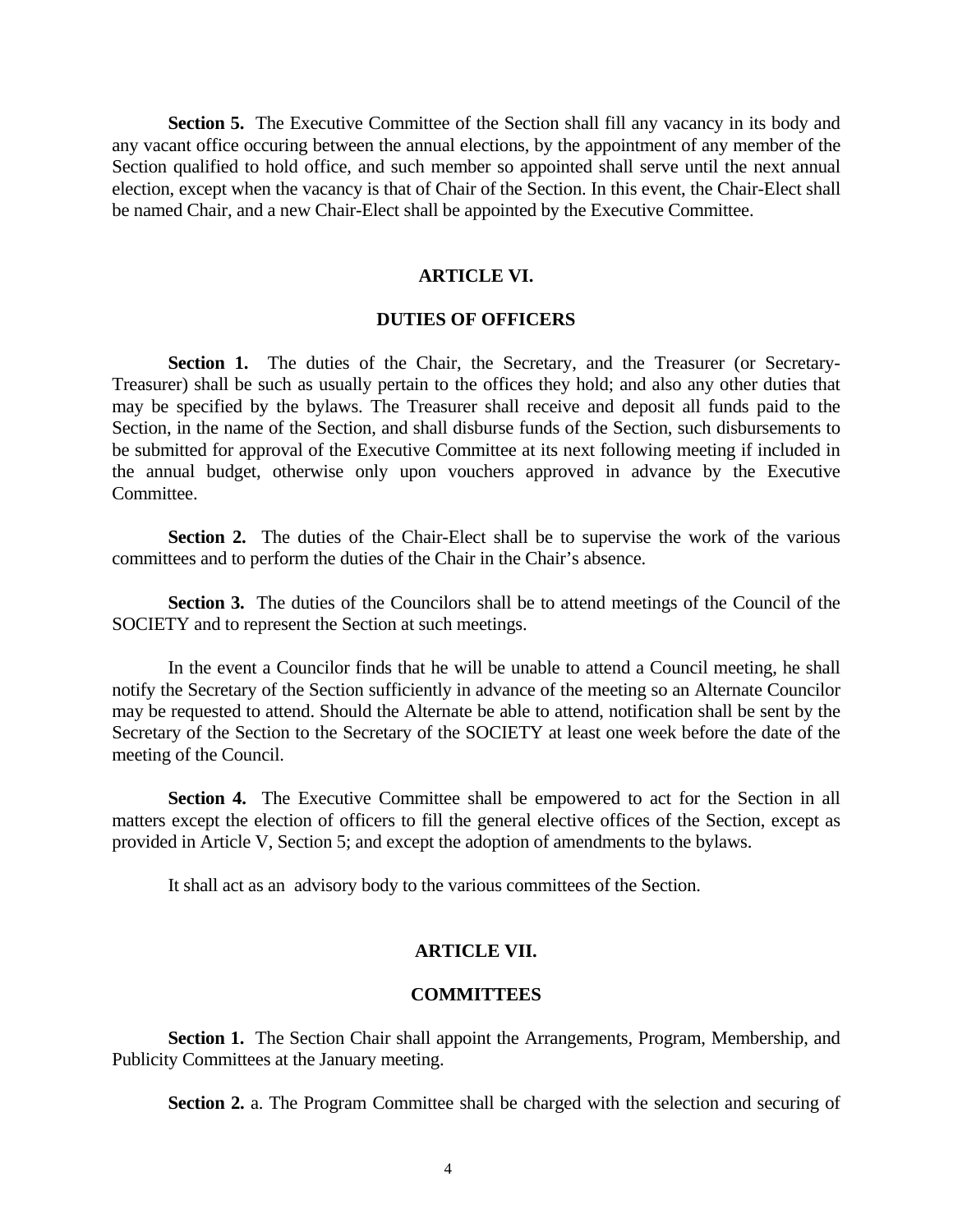**Section 5.** The Executive Committee of the Section shall fill any vacancy in its body and any vacant office occuring between the annual elections, by the appointment of any member of the Section qualified to hold office, and such member so appointed shall serve until the next annual election, except when the vacancy is that of Chair of the Section. In this event, the Chair-Elect shall be named Chair, and a new Chair-Elect shall be appointed by the Executive Committee.

## ARTICLE VI.

## DUTIES OF OFFICERS

**Section 1.** The duties of the Chair, the Secretary, and the Treasurer (or Secretary-Treasurer) shall be such as usually pertain to the offices they hold; and also any other duties that may be specified by the bylaws. The Treasurer shall receive and deposit all funds paid to the Section, in the name of the Section, and shall disburse funds of the Section, such disbursements to be submitted for approval of the Executive Committee at its next following meeting if included in the annual budget, otherwise only upon vouchers approved in advance by the Executive Committee.

**Section 2.** The duties of the Chair-Elect shall be to supervise the work of the various committees and to perform the duties of the Chair in the Chair's absence.

**Section 3.** The duties of the Councilors shall be to attend meetings of the Council of the SOCIETY and to represent the Section at such meetings.

In the event a Councilor finds that he will be unable to attend a Council meeting, he shall notify the Secretary of the Section sufficiently in advance of the meeting so an Alternate Councilor may be requested to attend. Should the Alternate be able to attend, notification shall be sent by the Secretary of the Section to the Secretary of the SOCIETY at least one week before the date of the meeting of the Council.

**Section 4.** The Executive Committee shall be empowered to act for the Section in all matters except the election of officers to fill the general elective offices of the Section, except as provided in Article V, Section 5; and except the adoption of amendments to the bylaws.

It shall act as an advisory body to the various committees of the Section.

## ARTICLE VII.

## COMMITTEES

**Section 1.** The Section Chair shall appoint the Arrangements, Program, Membership, and Publicity Committees at the January meeting.

**Section 2.** a. The Program Committee shall be charged with the selection and securing of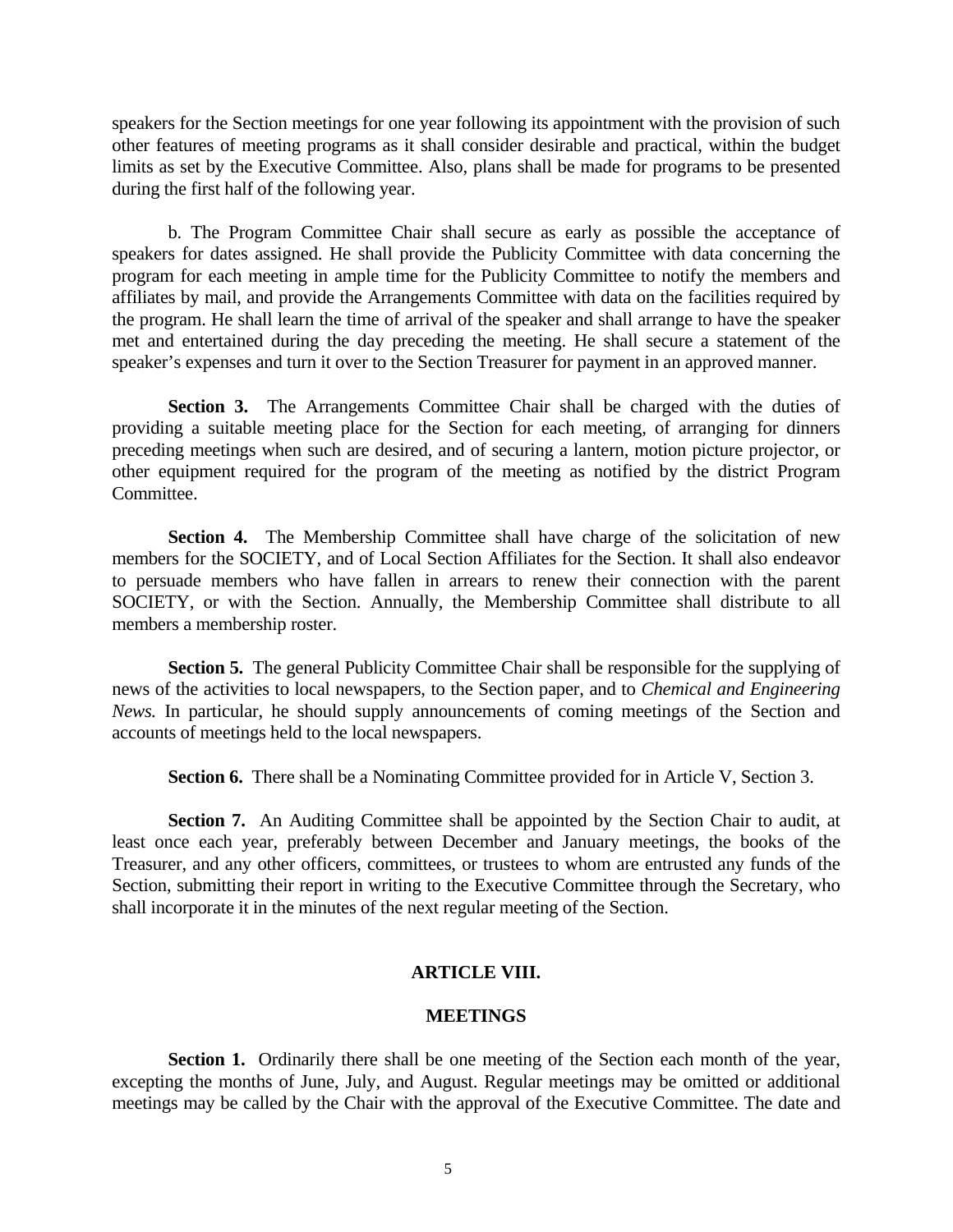speakers for the Section meetings for one year following its appointment with the provision of such other features of meeting programs as it shall consider desirable and practical, within the budget limits as set by the Executive Committee. Also, plans shall be made for programs to be presented during the first half of the following year.

b. The Program Committee Chair shall secure as early as possible the acceptance of speakers for dates assigned. He shall provide the Publicity Committee with data concerning the program for each meeting in ample time for the Publicity Committee to notify the members and affiliates by mail, and provide the Arrangements Committee with data on the facilities required by the program. He shall learn the time of arrival of the speaker and shall arrange to have the speaker met and entertained during the day preceding the meeting. He shall secure a statement of the speaker's expenses and turn it over to the Section Treasurer for payment in an approved manner.

**Section 3.** The Arrangements Committee Chair shall be charged with the duties of providing a suitable meeting place for the Section for each meeting, of arranging for dinners preceding meetings when such are desired, and of securing a lantern, motion picture projector, or other equipment required for the program of the meeting as notified by the district Program Committee.

**Section 4.** The Membership Committee shall have charge of the solicitation of new members for the SOCIETY, and of Local Section Affiliates for the Section. It shall also endeavor to persuade members who have fallen in arrears to renew their connection with the parent SOCIETY, or with the Section. Annually, the Membership Committee shall distribute to all members a membership roster.

**Section 5.** The general Publicity Committee Chair shall be responsible for the supplying of news of the activities to local newspapers, to the Section paper, and to *Chemical and Engineering News.* In particular, he should supply announcements of coming meetings of the Section and accounts of meetings held to the local newspapers.

**Section 6.** There shall be a Nominating Committee provided for in Article V, Section 3.

**Section 7.** An Auditing Committee shall be appointed by the Section Chair to audit, at least once each year, preferably between December and January meetings, the books of the Treasurer, and any other officers, committees, or trustees to whom are entrusted any funds of the Section, submitting their report in writing to the Executive Committee through the Secretary, who shall incorporate it in the minutes of the next regular meeting of the Section.

## ARTICLE VIII.

## MEETINGS

**Section 1.** Ordinarily there shall be one meeting of the Section each month of the year, excepting the months of June, July, and August. Regular meetings may be omitted or additional meetings may be called by the Chair with the approval of the Executive Committee. The date and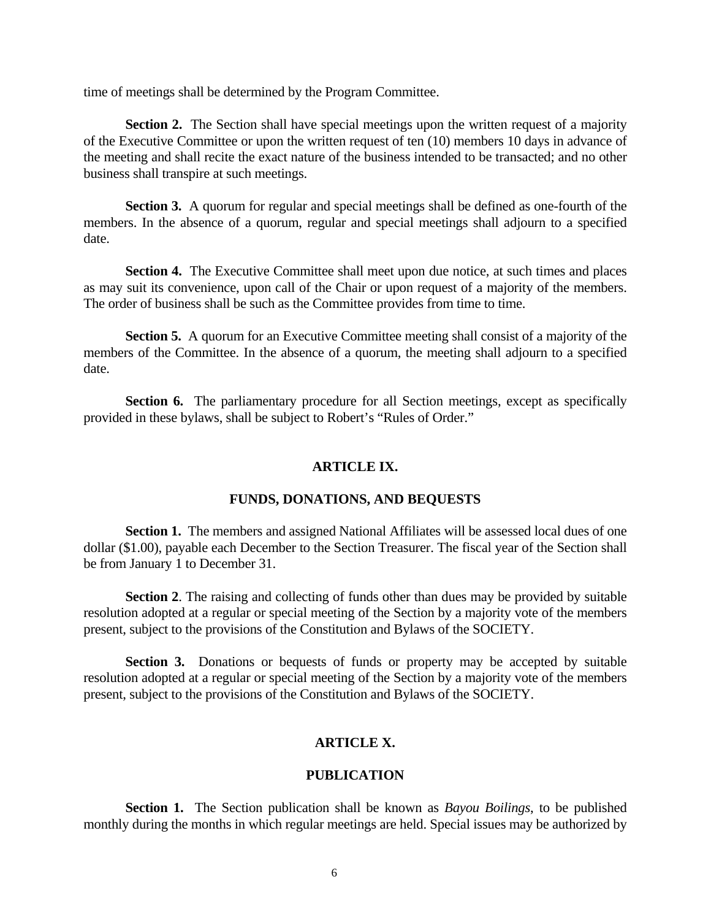time of meetings shall be determined by the Program Committee.

**Section 2.** The Section shall have special meetings upon the written request of a majority of the Executive Committee or upon the written request of ten (10) members 10 days in advance of the meeting and shall recite the exact nature of the business intended to be transacted; and no other business shall transpire at such meetings.

**Section 3.** A quorum for regular and special meetings shall be defined as one-fourth of the members. In the absence of a quorum, regular and special meetings shall adjourn to a specified date.

**Section 4.** The Executive Committee shall meet upon due notice, at such times and places as may suit its convenience, upon call of the Chair or upon request of a majority of the members. The order of business shall be such as the Committee provides from time to time.

**Section 5.** A quorum for an Executive Committee meeting shall consist of a majority of the members of the Committee. In the absence of a quorum, the meeting shall adjourn to a specified date.

**Section 6.** The parliamentary procedure for all Section meetings, except as specifically provided in these bylaws, shall be subject to Robert's "Rules of Order."

## ARTICLE IX.

## FUNDS, DONATIONS, AND BEQUESTS

**Section 1.** The members and assigned National Affiliates will be assessed local dues of one dollar ($1.00), payable each December to the Section Treasurer. The fiscal year of the Section shall be from January 1 to December 31.

**Section 2**. The raising and collecting of funds other than dues may be provided by suitable resolution adopted at a regular or special meeting of the Section by a majority vote of the members present, subject to the provisions of the Constitution and Bylaws of the SOCIETY.

**Section 3.** Donations or bequests of funds or property may be accepted by suitable resolution adopted at a regular or special meeting of the Section by a majority vote of the members present, subject to the provisions of the Constitution and Bylaws of the SOCIETY.

## ARTICLE X.

## PUBLICATION

**Section 1.** The Section publication shall be known as *Bayou Boilings*, to be published monthly during the months in which regular meetings are held. Special issues may be authorized by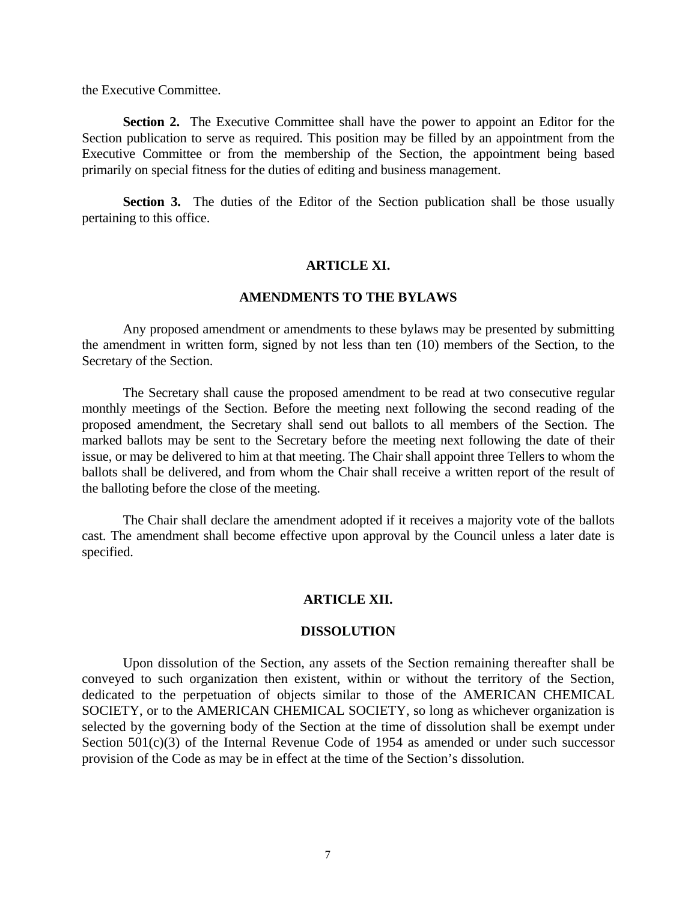the Executive Committee.

**Section 2.** The Executive Committee shall have the power to appoint an Editor for the Section publication to serve as required. This position may be filled by an appointment from the Executive Committee or from the membership of the Section, the appointment being based primarily on special fitness for the duties of editing and business management.

**Section 3.** The duties of the Editor of the Section publication shall be those usually pertaining to this office.

## ARTICLE XI.

## AMENDMENTS TO THE BYLAWS

Any proposed amendment or amendments to these bylaws may be presented by submitting the amendment in written form, signed by not less than ten (10) members of the Section, to the Secretary of the Section.

The Secretary shall cause the proposed amendment to be read at two consecutive regular monthly meetings of the Section. Before the meeting next following the second reading of the proposed amendment, the Secretary shall send out ballots to all members of the Section. The marked ballots may be sent to the Secretary before the meeting next following the date of their issue, or may be delivered to him at that meeting. The Chair shall appoint three Tellers to whom the ballots shall be delivered, and from whom the Chair shall receive a written report of the result of the balloting before the close of the meeting.

The Chair shall declare the amendment adopted if it receives a majority vote of the ballots cast. The amendment shall become effective upon approval by the Council unless a later date is specified.

## ARTICLE XII.

## DISSOLUTION

Upon dissolution of the Section, any assets of the Section remaining thereafter shall be conveyed to such organization then existent, within or without the territory of the Section, dedicated to the perpetuation of objects similar to those of the AMERICAN CHEMICAL SOCIETY, or to the AMERICAN CHEMICAL SOCIETY, so long as whichever organization is selected by the governing body of the Section at the time of dissolution shall be exempt under Section 501(c)(3) of the Internal Revenue Code of 1954 as amended or under such successor provision of the Code as may be in effect at the time of the Section's dissolution.